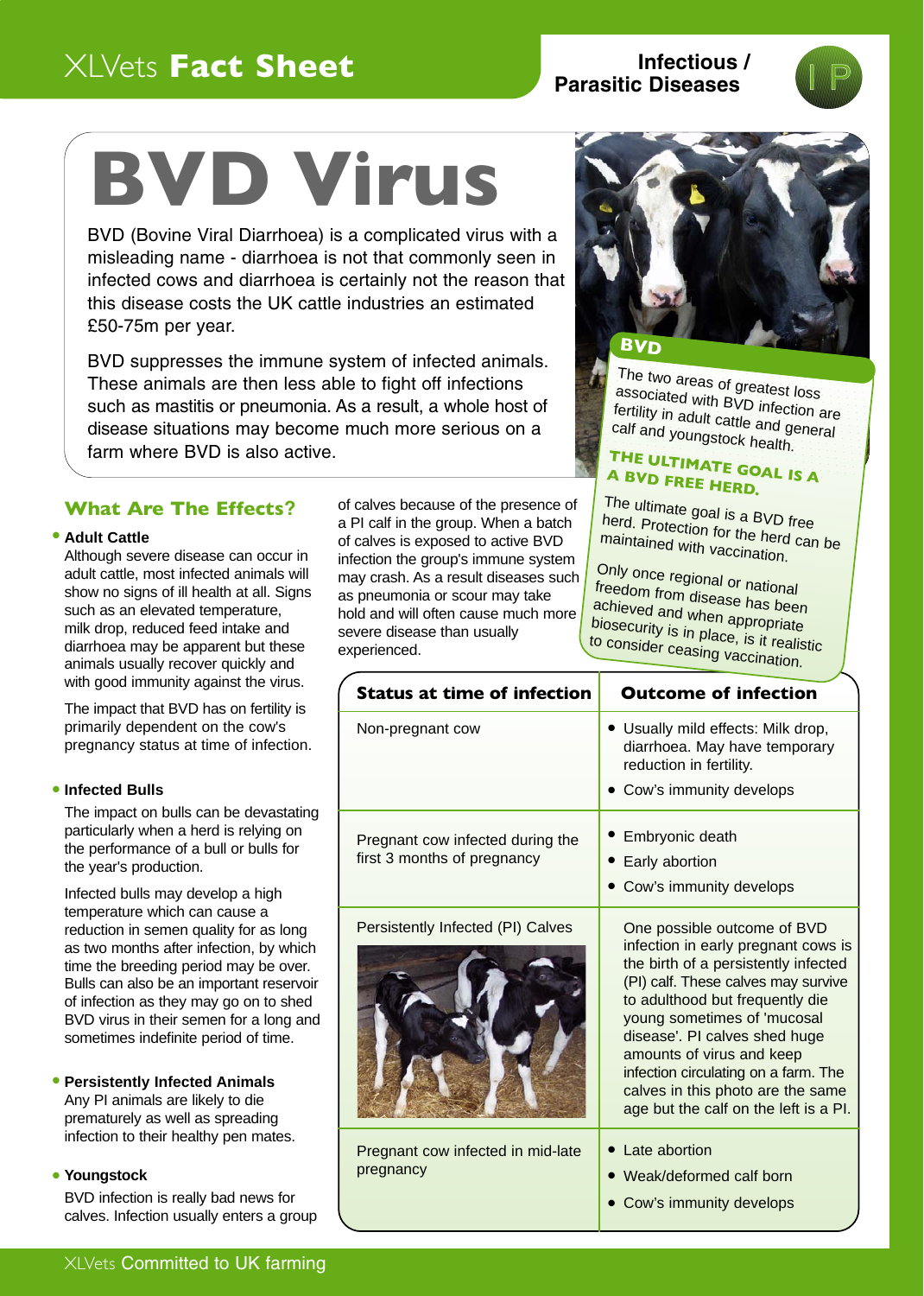# BVD Virus

BVD (Bovine Viral Diarrhoea) is a complicated virus with a misleading name - diarrhoea is not that commonly seen in infected cows and diarrhoea is certainly not the reason that this disease costs the UK cattle industries an estimated £50-75m per year.

BVD suppresses the immune system of infected animals. These animals are then less able to fight off infections such as mastitis or pneumonia. As a result, a whole host of disease situations may become much more serious on a farm where BVD is also active.

**BVD**

The two areas of greatest loss associated with BVD infection are fertility in adult cattle and general calf and youngstock health.

**THE ULTIMATE GOAL IS A BVD FREE HERD.**

The ultimate goal is a BVD free herd. Protection for the herd can be maintained with vaccination.

Only once regional or national freedom from disease has been achieved and when appropriate biosecurity is in place, is it realistic to consider ceasing vaccination.

## What Are The Effects?

- **Adult Cattle**

  Although severe disease can occur in adult cattle, most infected animals will show no signs of ill health at all. Signs such as an elevated temperature, milk drop, reduced feed intake and diarrhoea may be apparent but these animals usually recover quickly and with good immunity against the virus.

  The impact that BVD has on fertility is primarily dependent on the cow's pregnancy status at time of infection.

- **Infected Bulls**

  The impact on bulls can be devastating particularly when a herd is relying on the performance of a bull or bulls for the year's production.

  Infected bulls may develop a high temperature which can cause a reduction in semen quality for as long as two months after infection, by which time the breeding period may be over. Bulls can also be an important reservoir of infection as they may go on to shed BVD virus in their semen for a long and sometimes indefinite period of time.

- **Persistently Infected Animals**

  Any PI animals are likely to die prematurely as well as spreading infection to their healthy pen mates.

- **Youngstock**

  BVD infection is really bad news for calves. Infection usually enters a group of calves because of the presence of a PI calf in the group. When a batch of calves is exposed to active BVD infection the group's immune system may crash. As a result diseases such as pneumonia or scour may take hold and will often cause much more severe disease than usually experienced.

| Status at time of infection | Outcome of infection |
|---|---|
| Non-pregnant cow | • Usually mild effects: Milk drop, diarrhoea. May have temporary reduction in fertility.<br>• Cow's immunity develops |
| Pregnant cow infected during the first 3 months of pregnancy | • Embryonic death<br>• Early abortion<br>• Cow's immunity develops |
| Persistently Infected (PI) Calves | One possible outcome of BVD infection in early pregnant cows is the birth of a persistently infected (PI) calf. These calves may survive to adulthood but frequently die young sometimes of 'mucosal disease'. PI calves shed huge amounts of virus and keep infection circulating on a farm. The calves in this photo are the same age but the calf on the left is a PI. |
| Pregnant cow infected in mid-late pregnancy | • Late abortion<br>• Weak/deformed calf born<br>• Cow's immunity develops |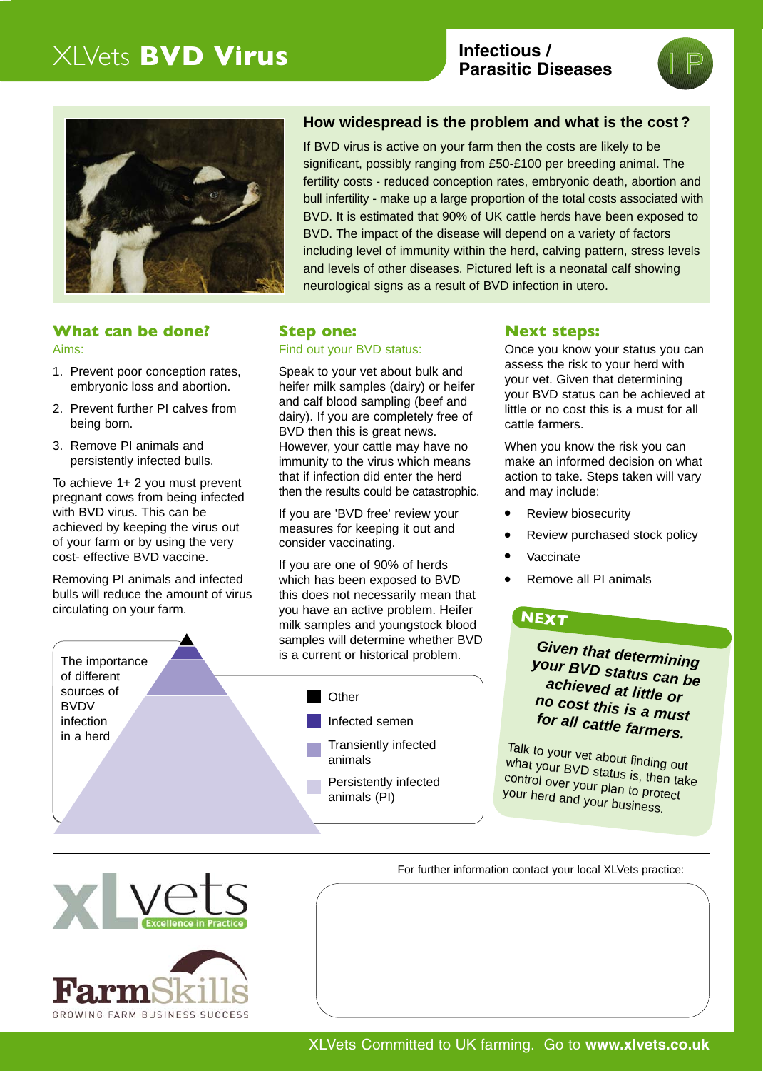# XLVets **BVD Virus**

**Infectious / Parasitic Diseases**

## How widespread is the problem and what is the cost?

If BVD virus is active on your farm then the costs are likely to be significant, possibly ranging from £50-£100 per breeding animal. The fertility costs - reduced conception rates, embryonic death, abortion and bull infertility - make up a large proportion of the total costs associated with BVD. It is estimated that 90% of UK cattle herds have been exposed to BVD. The impact of the disease will depend on a variety of factors including level of immunity within the herd, calving pattern, stress levels and levels of other diseases. Pictured left is a neonatal calf showing neurological signs as a result of BVD infection in utero.

## What can be done?

Aims:

1. Prevent poor conception rates, embryonic loss and abortion.
2. Prevent further PI calves from being born.
3. Remove PI animals and persistently infected bulls.

To achieve 1+ 2 you must prevent pregnant cows from being infected with BVD virus. This can be achieved by keeping the virus out of your farm or by using the very cost- effective BVD vaccine.

Removing PI animals and infected bulls will reduce the amount of virus circulating on your farm.

## Step one:

Find out your BVD status:

Speak to your vet about bulk and heifer milk samples (dairy) or heifer and calf blood sampling (beef and dairy). If you are completely free of BVD then this is great news. However, your cattle may have no immunity to the virus which means that if infection did enter the herd then the results could be catastrophic.

If you are 'BVD free' review your measures for keeping it out and consider vaccinating.

If you are one of 90% of herds which has been exposed to BVD this does not necessarily mean that you have an active problem. Heifer milk samples and youngstock blood samples will determine whether BVD is a current or historical problem.

## Next steps:

Once you know your status you can assess the risk to your herd with your vet. Given that determining your BVD status can be achieved at little or no cost this is a must for all cattle farmers.

When you know the risk you can make an informed decision on what action to take. Steps taken will vary and may include:

- Review biosecurity
- Review purchased stock policy
- Vaccinate
- Remove all PI animals

The importance of different sources of BVDV infection in a herd

Other
Infected semen
Transiently infected animals
Persistently infected animals (PI)

**NEXT**

**Given that determining your BVD status can be achieved at little or no cost this is a must for all cattle farmers.**

Talk to your vet about finding out what your BVD status is, then take control over your plan to protect your herd and your business.

For further information contact your local XLVets practice:

xlvets Excellence in Practice

FarmSkills GROWING FARM BUSINESS SUCCESS

XLVets Committed to UK farming. Go to **www.xlvets.co.uk**